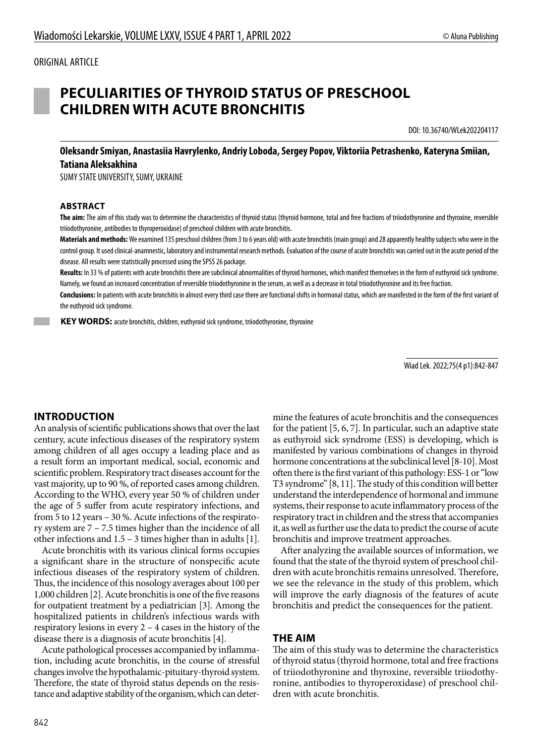ORIGINAL ARTICLE

# PECULIARITIES OF THYROID STATUS OF PRESCHOOL CHILDREN WITH ACUTE BRONCHITIS

DOI: 10.36740/WLek202204117

**Oleksandr Smiyan, Anastasiia Havrylenko, Andriy Loboda, Sergey Popov, Viktoriia Petrashenko, Kateryna Smiian, Tatiana Aleksakhina**

SUMY STATE UNIVERSITY, SUMY, UKRAINE

### ABSTRACT

**The aim:** The aim of this study was to determine the characteristics of thyroid status (thyroid hormone, total and free fractions of triiodothyronine and thyroxine, reversible triiodothyronine, antibodies to thyroperoxidase) of preschool children with acute bronchitis.

**Materials and methods:** We examined 135 preschool children (from 3 to 6 years old) with acute bronchitis (main group) and 28 apparently healthy subjects who were in the control group. It used clinical-anamnestic, laboratory and instrumental research methods. Evaluation of the course of acute bronchitis was carried out in the acute period of the disease. All results were statistically processed using the SPSS 26 package.

**Results:** In 33 % of patients with acute bronchitis there are subclinical abnormalities of thyroid hormones, which manifest themselves in the form of euthyroid sick syndrome. Namely, we found an increased concentration of reversible triiodothyronine in the serum, as well as a decrease in total triiodothyronine and its free fraction.

**Conclusions:** In patients with acute bronchitis in almost every third case there are functional shifts in hormonal status, which are manifested in the form of the first variant of the euthyroid sick syndrome.

**KEY WORDS:** acute bronchitis, children, euthyroid sick syndrome, triiodothyronine, thyroxine

Wiad Lek. 2022;75(4 p1):842-847

## INTRODUCTION

An analysis of scientific publications shows that over the last century, acute infectious diseases of the respiratory system among children of all ages occupy a leading place and as a result form an important medical, social, economic and scientific problem. Respiratory tract diseases account for the vast majority, up to 90 %, of reported cases among children. According to the WHO, every year 50 % of children under the age of 5 suffer from acute respiratory infections, and from 5 to 12 years – 30 %. Acute infections of the respiratory system are 7 – 7.5 times higher than the incidence of all other infections and 1.5 – 3 times higher than in adults [1].

Acute bronchitis with its various clinical forms occupies a significant share in the structure of nonspecific acute infectious diseases of the respiratory system of children. Thus, the incidence of this nosology averages about 100 per 1,000 children [2]. Acute bronchitis is one of the five reasons for outpatient treatment by a pediatrician [3]. Among the hospitalized patients in children's infectious wards with respiratory lesions in every 2 – 4 cases in the history of the disease there is a diagnosis of acute bronchitis [4].

Acute pathological processes accompanied by inflammation, including acute bronchitis, in the course of stressful changes involve the hypothalamic-pituitary-thyroid system. Therefore, the state of thyroid status depends on the resistance and adaptive stability of the organism, which can determine the features of acute bronchitis and the consequences for the patient [5, 6, 7]. In particular, such an adaptive state as euthyroid sick syndrome (ESS) is developing, which is manifested by various combinations of changes in thyroid hormone concentrations at the subclinical level [8-10]. Most often there is the first variant of this pathology: ESS-1 or "low T3 syndrome" [8, 11]. The study of this condition will better understand the interdependence of hormonal and immune systems, their response to acute inflammatory process of the respiratory tract in children and the stress that accompanies it, as well as further use the data to predict the course of acute bronchitis and improve treatment approaches.

After analyzing the available sources of information, we found that the state of the thyroid system of preschool children with acute bronchitis remains unresolved. Therefore, we see the relevance in the study of this problem, which will improve the early diagnosis of the features of acute bronchitis and predict the consequences for the patient.

## THE AIM

The aim of this study was to determine the characteristics of thyroid status (thyroid hormone, total and free fractions of triiodothyronine and thyroxine, reversible triiodothyronine, antibodies to thyroperoxidase) of preschool children with acute bronchitis.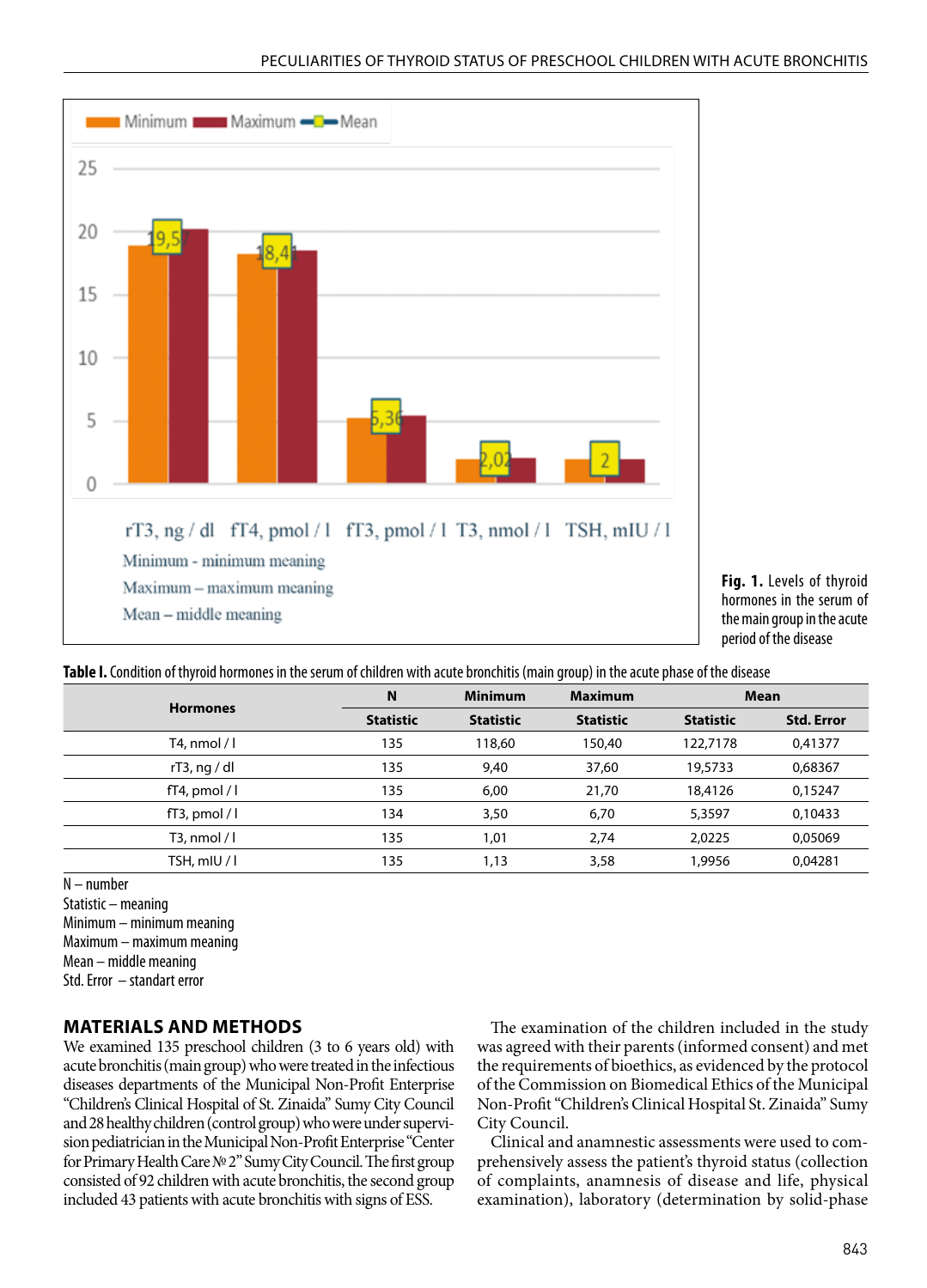Minimum Maximum Mean

25

20

15

10

5

0

19,57

18,41

5,36

2,02

2

rT3, ng / dl fT4, pmol / l fT3, pmol / l T3, nmol / l TSH, mIU / l

Minimum - minimum meaning

Maximum – maximum meaning

Mean – middle meaning

**Fig. 1.** Levels of thyroid hormones in the serum of the main group in the acute period of the disease

**Table I.** Condition of thyroid hormones in the serum of children with acute bronchitis (main group) in the acute phase of the disease

| Hormones | N | Minimum | Maximum | Mean | |
|---|---|---|---|---|---|
| | Statistic | Statistic | Statistic | Statistic | Std. Error |
| T4, nmol / l | 135 | 118,60 | 150,40 | 122,7178 | 0,41377 |
| rT3, ng / dl | 135 | 9,40 | 37,60 | 19,5733 | 0,68367 |
| fT4, pmol / l | 135 | 6,00 | 21,70 | 18,4126 | 0,15247 |
| fT3, pmol / l | 134 | 3,50 | 6,70 | 5,3597 | 0,10433 |
| T3, nmol / l | 135 | 1,01 | 2,74 | 2,0225 | 0,05069 |
| TSH, mIU / l | 135 | 1,13 | 3,58 | 1,9956 | 0,04281 |

N – number
Statistic – meaning
Minimum – minimum meaning
Maximum – maximum meaning
Mean – middle meaning
Std. Error – standart error

## MATERIALS AND METHODS

We examined 135 preschool children (3 to 6 years old) with acute bronchitis (main group) who were treated in the infectious diseases departments of the Municipal Non-Profit Enterprise "Children's Clinical Hospital of St. Zinaida" Sumy City Council and 28 healthy children (control group) who were under supervision pediatrician in the Municipal Non-Profit Enterprise "Center for Primary Health Care № 2" Sumy City Council. The first group consisted of 92 children with acute bronchitis, the second group included 43 patients with acute bronchitis with signs of ESS.

The examination of the children included in the study was agreed with their parents (informed consent) and met the requirements of bioethics, as evidenced by the protocol of the Commission on Biomedical Ethics of the Municipal Non-Profit "Children's Clinical Hospital St. Zinaida" Sumy City Council.

Clinical and anamnestic assessments were used to comprehensively assess the patient's thyroid status (collection of complaints, anamnesis of disease and life, physical examination), laboratory (determination by solid-phase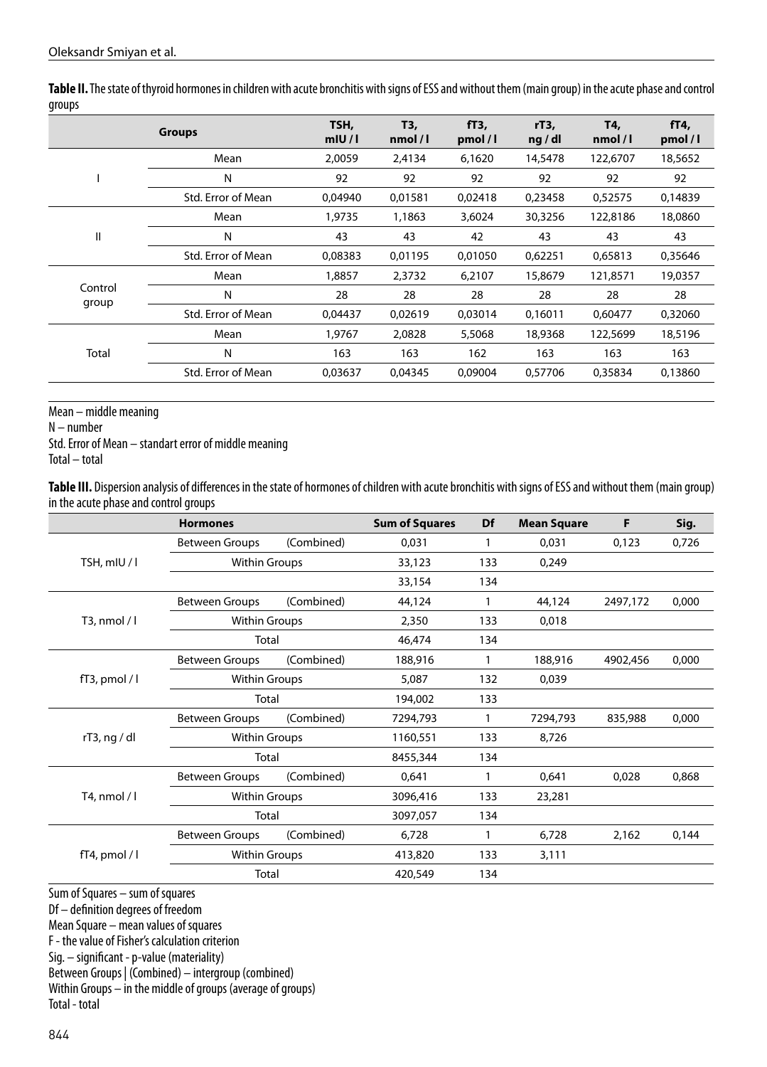**Table II.** The state of thyroid hormones in children with acute bronchitis with signs of ESS and without them (main group) in the acute phase and control groups

| Groups | | TSH, mIU / l | T3, nmol / l | fT3, pmol / l | rT3, ng / dl | T4, nmol / l | fT4, pmol / l |
|---|---|---|---|---|---|---|---|
| I | Mean | 2,0059 | 2,4134 | 6,1620 | 14,5478 | 122,6707 | 18,5652 |
| | N | 92 | 92 | 92 | 92 | 92 | 92 |
| | Std. Error of Mean | 0,04940 | 0,01581 | 0,02418 | 0,23458 | 0,52575 | 0,14839 |
| II | Mean | 1,9735 | 1,1863 | 3,6024 | 30,3256 | 122,8186 | 18,0860 |
| | N | 43 | 43 | 42 | 43 | 43 | 43 |
| | Std. Error of Mean | 0,08383 | 0,01195 | 0,01050 | 0,62251 | 0,65813 | 0,35646 |
| Control group | Mean | 1,8857 | 2,3732 | 6,2107 | 15,8679 | 121,8571 | 19,0357 |
| | N | 28 | 28 | 28 | 28 | 28 | 28 |
| | Std. Error of Mean | 0,04437 | 0,02619 | 0,03014 | 0,16011 | 0,60477 | 0,32060 |
| Total | Mean | 1,9767 | 2,0828 | 5,5068 | 18,9368 | 122,5699 | 18,5196 |
| | N | 163 | 163 | 162 | 163 | 163 | 163 |
| | Std. Error of Mean | 0,03637 | 0,04345 | 0,09004 | 0,57706 | 0,35834 | 0,13860 |

Mean – middle meaning
N – number
Std. Error of Mean – standart error of middle meaning
Total – total

**Table III.** Dispersion analysis of differences in the state of hormones of children with acute bronchitis with signs of ESS and without them (main group) in the acute phase and control groups

| | Hormones | | Sum of Squares | Df | Mean Square | F | Sig. |
|---|---|---|---|---|---|---|---|
| TSH, mIU / l | Between Groups | (Combined) | 0,031 | 1 | 0,031 | 0,123 | 0,726 |
| | Within Groups | | 33,123 | 133 | 0,249 | | |
| | | | 33,154 | 134 | | | |
| T3, nmol / l | Between Groups | (Combined) | 44,124 | 1 | 44,124 | 2497,172 | 0,000 |
| | Within Groups | | 2,350 | 133 | 0,018 | | |
| | Total | | 46,474 | 134 | | | |
| fT3, pmol / l | Between Groups | (Combined) | 188,916 | 1 | 188,916 | 4902,456 | 0,000 |
| | Within Groups | | 5,087 | 132 | 0,039 | | |
| | Total | | 194,002 | 133 | | | |
| rT3, ng / dl | Between Groups | (Combined) | 7294,793 | 1 | 7294,793 | 835,988 | 0,000 |
| | Within Groups | | 1160,551 | 133 | 8,726 | | |
| | Total | | 8455,344 | 134 | | | |
| T4, nmol / l | Between Groups | (Combined) | 0,641 | 1 | 0,641 | 0,028 | 0,868 |
| | Within Groups | | 3096,416 | 133 | 23,281 | | |
| | Total | | 3097,057 | 134 | | | |
| fT4, pmol / l | Between Groups | (Combined) | 6,728 | 1 | 6,728 | 2,162 | 0,144 |
| | Within Groups | | 413,820 | 133 | 3,111 | | |
| | Total | | 420,549 | 134 | | | |

Sum of Squares – sum of squares
Df – definition degrees of freedom
Mean Square – mean values of squares
F - the value of Fisher's calculation criterion
Sig. – significant - p-value (materiality)
Between Groups | (Combined) – intergroup (combined)
Within Groups – in the middle of groups (average of groups)
Total - total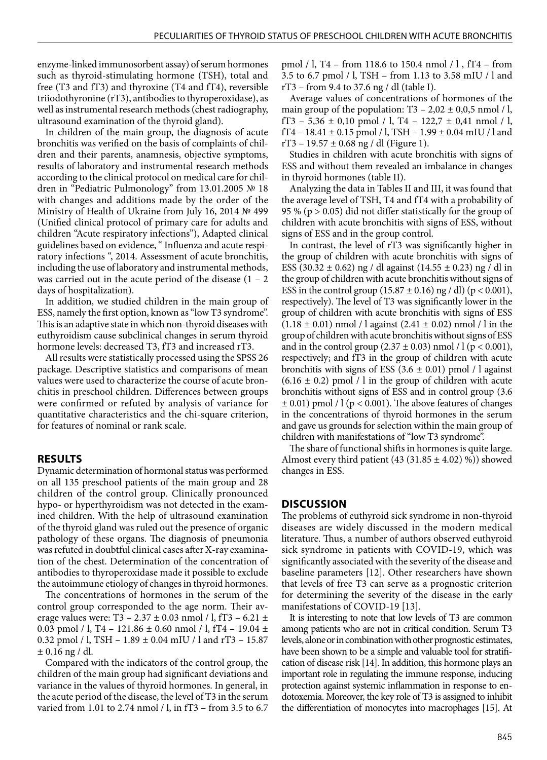enzyme-linked immunosorbent assay) of serum hormones such as thyroid-stimulating hormone (TSH), total and free (T3 and fT3) and thyroxine (T4 and fT4), reversible triiodothyronine (rT3), antibodies to thyroperoxidase), as well as instrumental research methods (chest radiography, ultrasound examination of the thyroid gland).

In children of the main group, the diagnosis of acute bronchitis was verified on the basis of complaints of children and their parents, anamnesis, objective symptoms, results of laboratory and instrumental research methods according to the clinical protocol on medical care for children in "Pediatric Pulmonology" from 13.01.2005 № 18 with changes and additions made by the order of the Ministry of Health of Ukraine from July 16, 2014 № 499 (Unified clinical protocol of primary care for adults and children "Acute respiratory infections"), Adapted clinical guidelines based on evidence, " Influenza and acute respiratory infections ", 2014. Assessment of acute bronchitis, including the use of laboratory and instrumental methods, was carried out in the acute period of the disease (1 – 2 days of hospitalization).

In addition, we studied children in the main group of ESS, namely the first option, known as "low T3 syndrome". This is an adaptive state in which non-thyroid diseases with euthyroidism cause subclinical changes in serum thyroid hormone levels: decreased T3, fT3 and increased rT3.

All results were statistically processed using the SPSS 26 package. Descriptive statistics and comparisons of mean values were used to characterize the course of acute bronchitis in preschool children. Differences between groups were confirmed or refuted by analysis of variance for quantitative characteristics and the chi-square criterion, for features of nominal or rank scale.

## RESULTS

Dynamic determination of hormonal status was performed on all 135 preschool patients of the main group and 28 children of the control group. Clinically pronounced hypo- or hyperthyroidism was not detected in the examined children. With the help of ultrasound examination of the thyroid gland was ruled out the presence of organic pathology of these organs. The diagnosis of pneumonia was refuted in doubtful clinical cases after X-ray examination of the chest. Determination of the concentration of antibodies to thyroperoxidase made it possible to exclude the autoimmune etiology of changes in thyroid hormones.

The concentrations of hormones in the serum of the control group corresponded to the age norm. Their average values were: T3 – 2.37 ± 0.03 nmol / l, fT3 – 6.21 ± 0.03 pmol / l, T4 – 121.86 ± 0.60 nmol / l, fT4 – 19.04 ± 0.32 pmol / l, TSH – 1.89 ± 0.04 mIU / l and rT3 – 15.87 ± 0.16 ng / dl.

Compared with the indicators of the control group, the children of the main group had significant deviations and variance in the values of thyroid hormones. In general, in the acute period of the disease, the level of T3 in the serum varied from 1.01 to 2.74 nmol / l, in fT3 – from 3.5 to 6.7 pmol / l, T4 – from 118.6 to 150.4 nmol / l , fT4 – from 3.5 to 6.7 pmol / l, TSH – from 1.13 to 3.58 mIU / l and rT3 – from 9.4 to 37.6 ng / dl (table I).

Average values of concentrations of hormones of the main group of the population: T3 – 2,02 ± 0,0,5 nmol / l, fT3 – 5,36 ± 0,10 pmol / l, T4 – 122,7 ± 0,41 nmol / l, fT4 – 18.41 ± 0.15 pmol / l, TSH – 1.99 ± 0.04 mIU / l and rT3 – 19.57 ± 0.68 ng / dl (Figure 1).

Studies in children with acute bronchitis with signs of ESS and without them revealed an imbalance in changes in thyroid hormones (table II).

Analyzing the data in Tables II and III, it was found that the average level of TSH, T4 and fT4 with a probability of 95 % ($p > 0.05$) did not differ statistically for the group of children with acute bronchitis with signs of ESS, without signs of ESS and in the group control.

In contrast, the level of rT3 was significantly higher in the group of children with acute bronchitis with signs of ESS (30.32 ± 0.62) ng / dl against (14.55 ± 0.23) ng / dl in the group of children with acute bronchitis without signs of ESS in the control group (15.87 ± 0.16) ng / dl) ($p < 0.001$), respectively). The level of T3 was significantly lower in the group of children with acute bronchitis with signs of ESS (1.18 ± 0.01) nmol / l against (2.41 ± 0.02) nmol / l in the group of children with acute bronchitis without signs of ESS and in the control group (2.37 ± 0.03) nmol / l ($p < 0.001$), respectively; and fT3 in the group of children with acute bronchitis with signs of ESS (3.6 ± 0.01) pmol / l against (6.16 ± 0.2) pmol / l in the group of children with acute bronchitis without signs of ESS and in control group (3.6 ± 0.01) pmol / l ($p < 0.001$). The above features of changes in the concentrations of thyroid hormones in the serum and gave us grounds for selection within the main group of children with manifestations of "low T3 syndrome".

The share of functional shifts in hormones is quite large. Almost every third patient (43 (31.85 ± 4.02) %)) showed changes in ESS.

## DISCUSSION

The problems of euthyroid sick syndrome in non-thyroid diseases are widely discussed in the modern medical literature. Thus, a number of authors observed euthyroid sick syndrome in patients with COVID-19, which was significantly associated with the severity of the disease and baseline parameters [12]. Other researchers have shown that levels of free T3 can serve as a prognostic criterion for determining the severity of the disease in the early manifestations of COVID-19 [13].

It is interesting to note that low levels of T3 are common among patients who are not in critical condition. Serum T3 levels, alone or in combination with other prognostic estimates, have been shown to be a simple and valuable tool for stratification of disease risk [14]. In addition, this hormone plays an important role in regulating the immune response, inducing protection against systemic inflammation in response to endotoxemia. Moreover, the key role of T3 is assigned to inhibit the differentiation of monocytes into macrophages [15]. At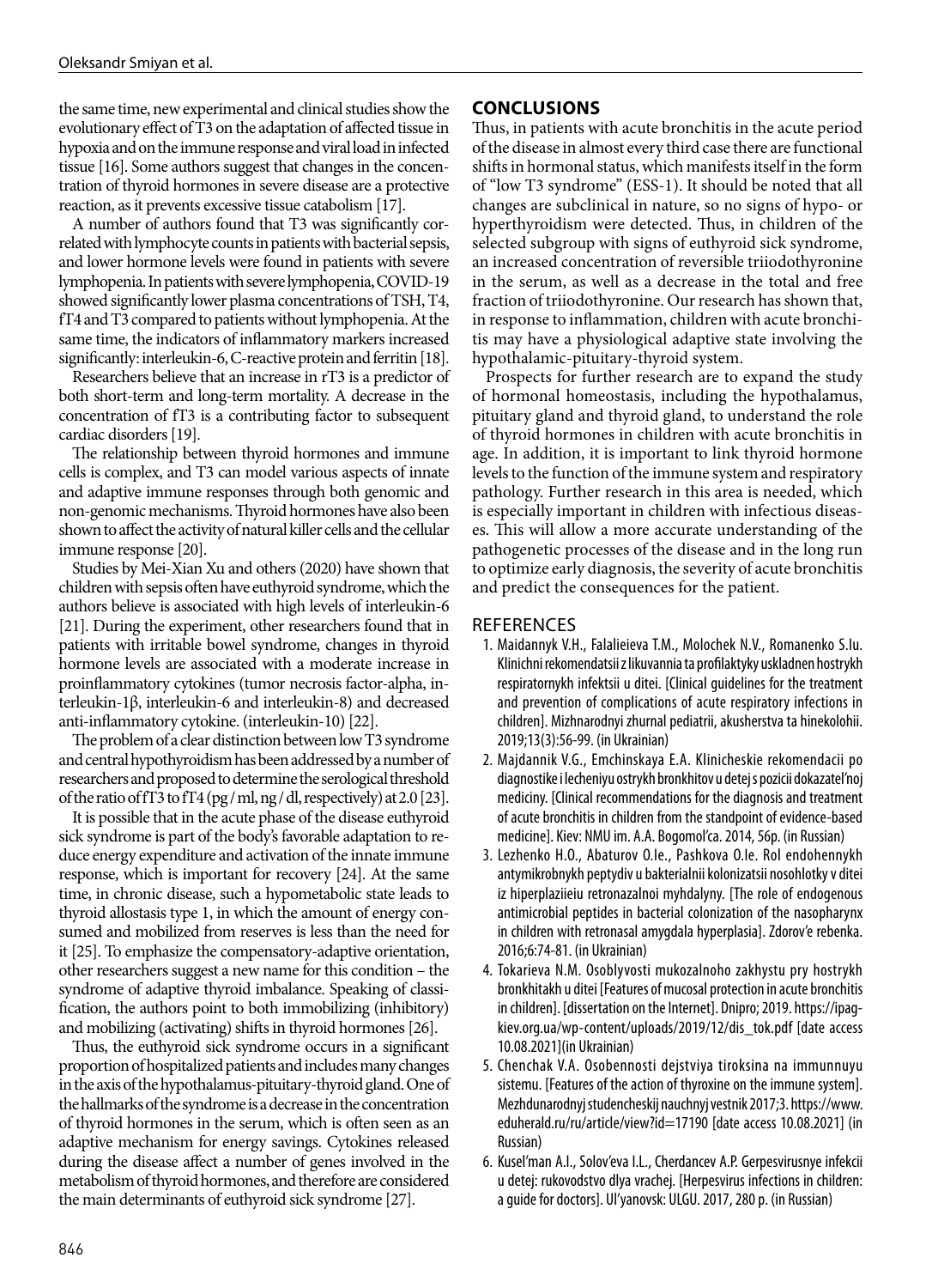the same time, new experimental and clinical studies show the evolutionary effect of T3 on the adaptation of affected tissue in hypoxia and on the immune response and viral load in infected tissue [16]. Some authors suggest that changes in the concentration of thyroid hormones in severe disease are a protective reaction, as it prevents excessive tissue catabolism [17].

A number of authors found that T3 was significantly correlated with lymphocyte counts in patients with bacterial sepsis, and lower hormone levels were found in patients with severe lymphopenia. In patients with severe lymphopenia, COVID-19 showed significantly lower plasma concentrations of TSH, T4, fT4 and T3 compared to patients without lymphopenia. At the same time, the indicators of inflammatory markers increased significantly: interleukin-6, C-reactive protein and ferritin [18].

Researchers believe that an increase in rT3 is a predictor of both short-term and long-term mortality. A decrease in the concentration of fT3 is a contributing factor to subsequent cardiac disorders [19].

The relationship between thyroid hormones and immune cells is complex, and T3 can model various aspects of innate and adaptive immune responses through both genomic and non-genomic mechanisms. Thyroid hormones have also been shown to affect the activity of natural killer cells and the cellular immune response [20].

Studies by Mei-Xian Xu and others (2020) have shown that children with sepsis often have euthyroid syndrome, which the authors believe is associated with high levels of interleukin-6 [21]. During the experiment, other researchers found that in patients with irritable bowel syndrome, changes in thyroid hormone levels are associated with a moderate increase in proinflammatory cytokines (tumor necrosis factor-alpha, interleukin-1β, interleukin-6 and interleukin-8) and decreased anti-inflammatory cytokine. (interleukin-10) [22].

The problem of a clear distinction between low T3 syndrome and central hypothyroidism has been addressed by a number of researchers and proposed to determine the serological threshold of the ratio of fT3 to fT4 (pg / ml, ng / dl, respectively) at 2.0 [23].

It is possible that in the acute phase of the disease euthyroid sick syndrome is part of the body's favorable adaptation to reduce energy expenditure and activation of the innate immune response, which is important for recovery [24]. At the same time, in chronic disease, such a hypometabolic state leads to thyroid allostasis type 1, in which the amount of energy consumed and mobilized from reserves is less than the need for it [25]. To emphasize the compensatory-adaptive orientation, other researchers suggest a new name for this condition – the syndrome of adaptive thyroid imbalance. Speaking of classification, the authors point to both immobilizing (inhibitory) and mobilizing (activating) shifts in thyroid hormones [26].

Thus, the euthyroid sick syndrome occurs in a significant proportion of hospitalized patients and includes many changes in the axis of the hypothalamus-pituitary-thyroid gland. One of the hallmarks of the syndrome is a decrease in the concentration of thyroid hormones in the serum, which is often seen as an adaptive mechanism for energy savings. Cytokines released during the disease affect a number of genes involved in the metabolism of thyroid hormones, and therefore are considered the main determinants of euthyroid sick syndrome [27].

## CONCLUSIONS

Thus, in patients with acute bronchitis in the acute period of the disease in almost every third case there are functional shifts in hormonal status, which manifests itself in the form of "low T3 syndrome" (ESS-1). It should be noted that all changes are subclinical in nature, so no signs of hypo- or hyperthyroidism were detected. Thus, in children of the selected subgroup with signs of euthyroid sick syndrome, an increased concentration of reversible triiodothyronine in the serum, as well as a decrease in the total and free fraction of triiodothyronine. Our research has shown that, in response to inflammation, children with acute bronchitis may have a physiological adaptive state involving the hypothalamic-pituitary-thyroid system.

Prospects for further research are to expand the study of hormonal homeostasis, including the hypothalamus, pituitary gland and thyroid gland, to understand the role of thyroid hormones in children with acute bronchitis in age. In addition, it is important to link thyroid hormone levels to the function of the immune system and respiratory pathology. Further research in this area is needed, which is especially important in children with infectious diseases. This will allow a more accurate understanding of the pathogenetic processes of the disease and in the long run to optimize early diagnosis, the severity of acute bronchitis and predict the consequences for the patient.

## REFERENCES

1. Maidannyk V.H., Falalieieva T.M., Molochek N.V., Romanenko S.Iu. Klinichni rekomendatsii z likuvannia ta profilaktyky uskladnen hostrykh respiratornykh infektsii u ditei. [Clinical guidelines for the treatment and prevention of complications of acute respiratory infections in children]. Mizhnarodnyi zhurnal pediatrii, akusherstva ta hinekolohii. 2019;13(3):56-99. (in Ukrainian)
2. Majdannik V.G., Emchinskaya E.A. Klinicheskie rekomendacii po diagnostike i lecheniyu ostrykh bronkhitov u detej s pozicii dokazatel'noj mediciny. [Clinical recommendations for the diagnosis and treatment of acute bronchitis in children from the standpoint of evidence-based medicine]. Kiev: NMU im. A.A. Bogomol'ca. 2014, 56p. (in Russian)
3. Lezhenko H.O., Abaturov O.Ie., Pashkova O.Ie. Rol endohennykh antymikrobnykh peptydiv u bakterialnii kolonizatsii nosohlotky v ditei iz hiperplaziieiu retronazalnoi myhdalyny. [The role of endogenous antimicrobial peptides in bacterial colonization of the nasopharynx in children with retronasal amygdala hyperplasia]. Zdorov'e rebenka. 2016;6:74-81. (in Ukrainian)
4. Tokarieva N.M. Osoblyvosti mukozalnoho zakhystu pry hostrykh bronkhitakh u ditei [Features of mucosal protection in acute bronchitis in children]. [dissertation on the Internet]. Dnipro; 2019. https://ipag-kiev.org.ua/wp-content/uploads/2019/12/dis_tok.pdf [date access 10.08.2021](in Ukrainian)
5. Chenchak V.A. Osobennosti dejstviya tiroksina na immunnuyu sistemu. [Features of the action of thyroxine on the immune system]. Mezhdunarodnyj studencheskij nauchnyj vestnik 2017;3. https://www.eduherald.ru/ru/article/view?id=17190 [date access 10.08.2021] (in Russian)
6. Kusel'man A.I., Solov'eva I.L., Cherdancev A.P. Gerpesvirusnye infekcii u detej: rukovodstvo dlya vrachej. [Herpesvirus infections in children: a guide for doctors]. Ul'yanovsk: ULGU. 2017, 280 p. (in Russian)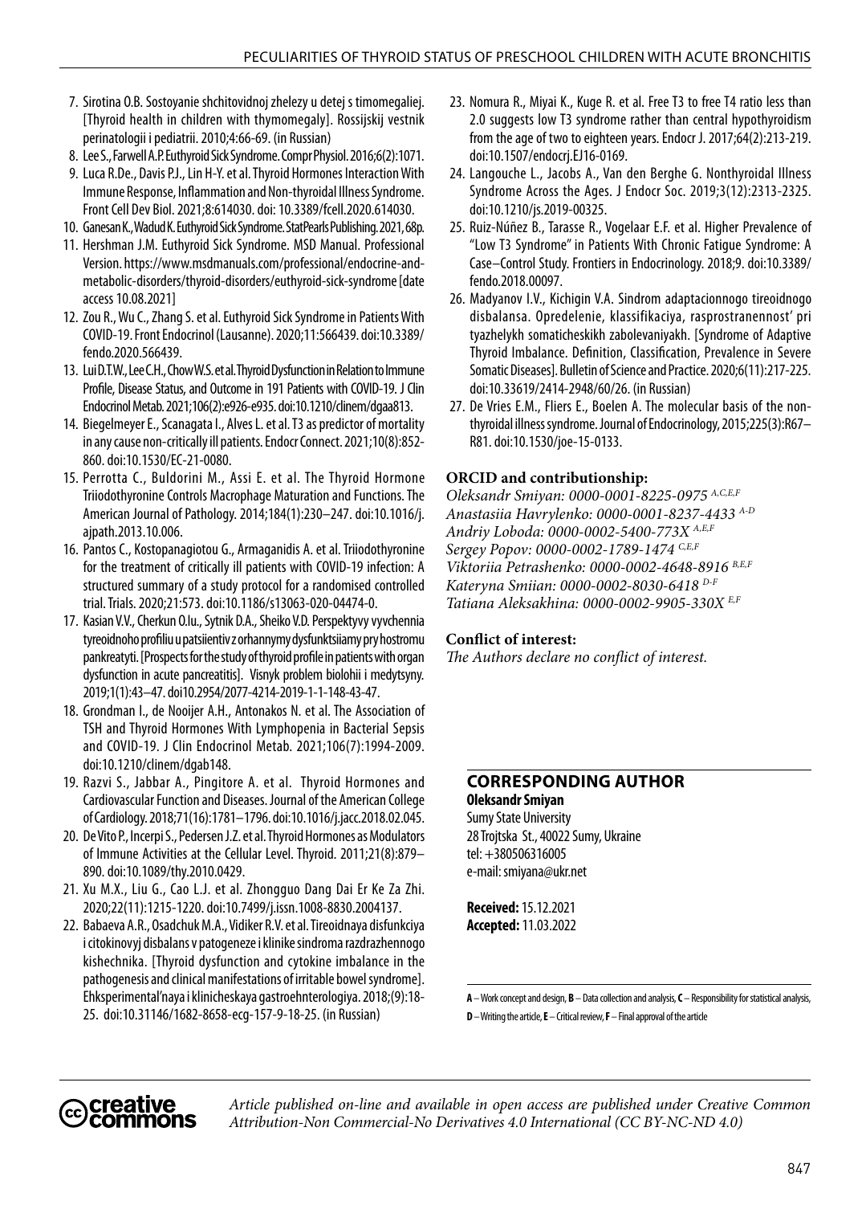7. Sirotina O.B. Sostoyanie shchitovidnoj zhelezy u detej s timomegaliej. [Thyroid health in children with thymomegaly]. Rossijskij vestnik perinatologii i pediatrii. 2010;4:66-69. (in Russian)
8. Lee S., Farwell A.P. Euthyroid Sick Syndrome. Compr Physiol. 2016;6(2):1071.
9. Luca R.De., Davis P.J., Lin H-Y. et al. Thyroid Hormones Interaction With Immune Response, Inflammation and Non-thyroidal Illness Syndrome. Front Cell Dev Biol. 2021;8:614030. doi: 10.3389/fcell.2020.614030.
10. Ganesan K., Wadud K. Euthyroid Sick Syndrome. StatPearls Publishing. 2021, 68p.
11. Hershman J.M. Euthyroid Sick Syndrome. MSD Manual. Professional Version. https://www.msdmanuals.com/professional/endocrine-and-metabolic-disorders/thyroid-disorders/euthyroid-sick-syndrome [date access 10.08.2021]
12. Zou R., Wu C., Zhang S. et al. Euthyroid Sick Syndrome in Patients With COVID-19. Front Endocrinol (Lausanne). 2020;11:566439. doi:10.3389/fendo.2020.566439.
13. Lui D.T.W., Lee C.H., Chow W.S. et al. Thyroid Dysfunction in Relation to Immune Profile, Disease Status, and Outcome in 191 Patients with COVID-19. J Clin Endocrinol Metab. 2021;106(2):e926-e935. doi:10.1210/clinem/dgaa813.
14. Biegelmeyer E., Scanagata I., Alves L. et al. T3 as predictor of mortality in any cause non-critically ill patients. Endocr Connect. 2021;10(8):852-860. doi:10.1530/EC-21-0080.
15. Perrotta C., Buldorini M., Assi E. et al. The Thyroid Hormone Triiodothyronine Controls Macrophage Maturation and Functions. The American Journal of Pathology. 2014;184(1):230–247. doi:10.1016/j.ajpath.2013.10.006.
16. Pantos C., Kostopanagiotou G., Armaganidis A. et al. Triiodothyronine for the treatment of critically ill patients with COVID-19 infection: A structured summary of a study protocol for a randomised controlled trial. Trials. 2020;21:573. doi:10.1186/s13063-020-04474-0.
17. Kasian V.V., Cherkun O.Iu., Sytnik D.A., Sheiko V.D. Perspektyvy vyvchennia tyreoidnoho profiliu u patsiientiv z orhannymy dysfunktsiiamy pry hostromu pankreatyti. [Prospects for the study of thyroid profile in patients with organ dysfunction in acute pancreatitis]. Visnyk problem biolohii i medytsyny. 2019;1(1):43–47. doi10.2954/2077-4214-2019-1-1-148-43-47.
18. Grondman I., de Nooijer A.H., Antonakos N. et al. The Association of TSH and Thyroid Hormones With Lymphopenia in Bacterial Sepsis and COVID-19. J Clin Endocrinol Metab. 2021;106(7):1994-2009. doi:10.1210/clinem/dgab148.
19. Razvi S., Jabbar A., Pingitore A. et al. Thyroid Hormones and Cardiovascular Function and Diseases. Journal of the American College of Cardiology. 2018;71(16):1781–1796. doi:10.1016/j.jacc.2018.02.045.
20. De Vito P., Incerpi S., Pedersen J.Z. et al. Thyroid Hormones as Modulators of Immune Activities at the Cellular Level. Thyroid. 2011;21(8):879–890. doi:10.1089/thy.2010.0429.
21. Xu M.X., Liu G., Cao L.J. et al. Zhongguo Dang Dai Er Ke Za Zhi. 2020;22(11):1215-1220. doi:10.7499/j.issn.1008-8830.2004137.
22. Babaeva A.R., Osadchuk M.A., Vidiker R.V. et al. Tireoidnaya disfunkciya i citokinovyj disbalans v patogeneze i klinike sindroma razdrazhennogo kishechnika. [Thyroid dysfunction and cytokine imbalance in the pathogenesis and clinical manifestations of irritable bowel syndrome]. Ehksperimental'naya i klinicheskaya gastroehnterologiya. 2018;(9):18-25. doi:10.31146/1682-8658-ecg-157-9-18-25. (in Russian)
23. Nomura R., Miyai K., Kuge R. et al. Free T3 to free T4 ratio less than 2.0 suggests low T3 syndrome rather than central hypothyroidism from the age of two to eighteen years. Endocr J. 2017;64(2):213-219. doi:10.1507/endocrj.EJ16-0169.
24. Langouche L., Jacobs A., Van den Berghe G. Nonthyroidal Illness Syndrome Across the Ages. J Endocr Soc. 2019;3(12):2313-2325. doi:10.1210/js.2019-00325.
25. Ruiz-Núñez B., Tarasse R., Vogelaar E.F. et al. Higher Prevalence of "Low T3 Syndrome" in Patients With Chronic Fatigue Syndrome: A Case–Control Study. Frontiers in Endocrinology. 2018;9. doi:10.3389/fendo.2018.00097.
26. Madyanov I.V., Kichigin V.A. Sindrom adaptacionnogo tireoidnogo disbalansa. Opredelenie, klassifikaciya, rasprostranennost' pri tyazhelykh somaticheskikh zabolevaniyakh. [Syndrome of Adaptive Thyroid Imbalance. Definition, Classification, Prevalence in Severe Somatic Diseases]. Bulletin of Science and Practice. 2020;6(11):217-225. doi:10.33619/2414-2948/60/26. (in Russian)
27. De Vries E.M., Fliers E., Boelen A. The molecular basis of the non-thyroidal illness syndrome. Journal of Endocrinology, 2015;225(3):R67–R81. doi:10.1530/joe-15-0133.

**ORCID and contributionship:**

*Oleksandr Smiyan: 0000-0001-8225-0975* [A,C,E,F]
*Anastasiia Havrylenko: 0000-0001-8237-4433* [A-D]
*Andriy Loboda: 0000-0002-5400-773X* [A,E,F]
*Sergey Popov: 0000-0002-1789-1474* [C,E,F]
*Viktoriia Petrashenko: 0000-0002-4648-8916* [B,E,F]
*Kateryna Smiian: 0000-0002-8030-6418* [D-F]
*Tatiana Aleksakhina: 0000-0002-9905-330X* [E,F]

**Conflict of interest:**

*The Authors declare no conflict of interest.*

## CORRESPONDING AUTHOR

**Oleksandr Smiyan**
Sumy State University
28 Trojtska St., 40022 Sumy, Ukraine
tel: +380506316005
e-mail: smiyana@ukr.net

**Received:** 15.12.2021
**Accepted:** 11.03.2022

**A** – Work concept and design, **B** – Data collection and analysis, **C** – Responsibility for statistical analysis,
**D** – Writing the article, **E** – Critical review, **F** – Final approval of the article

*Article published on-line and available in open access are published under Creative Common Attribution-Non Commercial-No Derivatives 4.0 International (CC BY-NC-ND 4.0)*